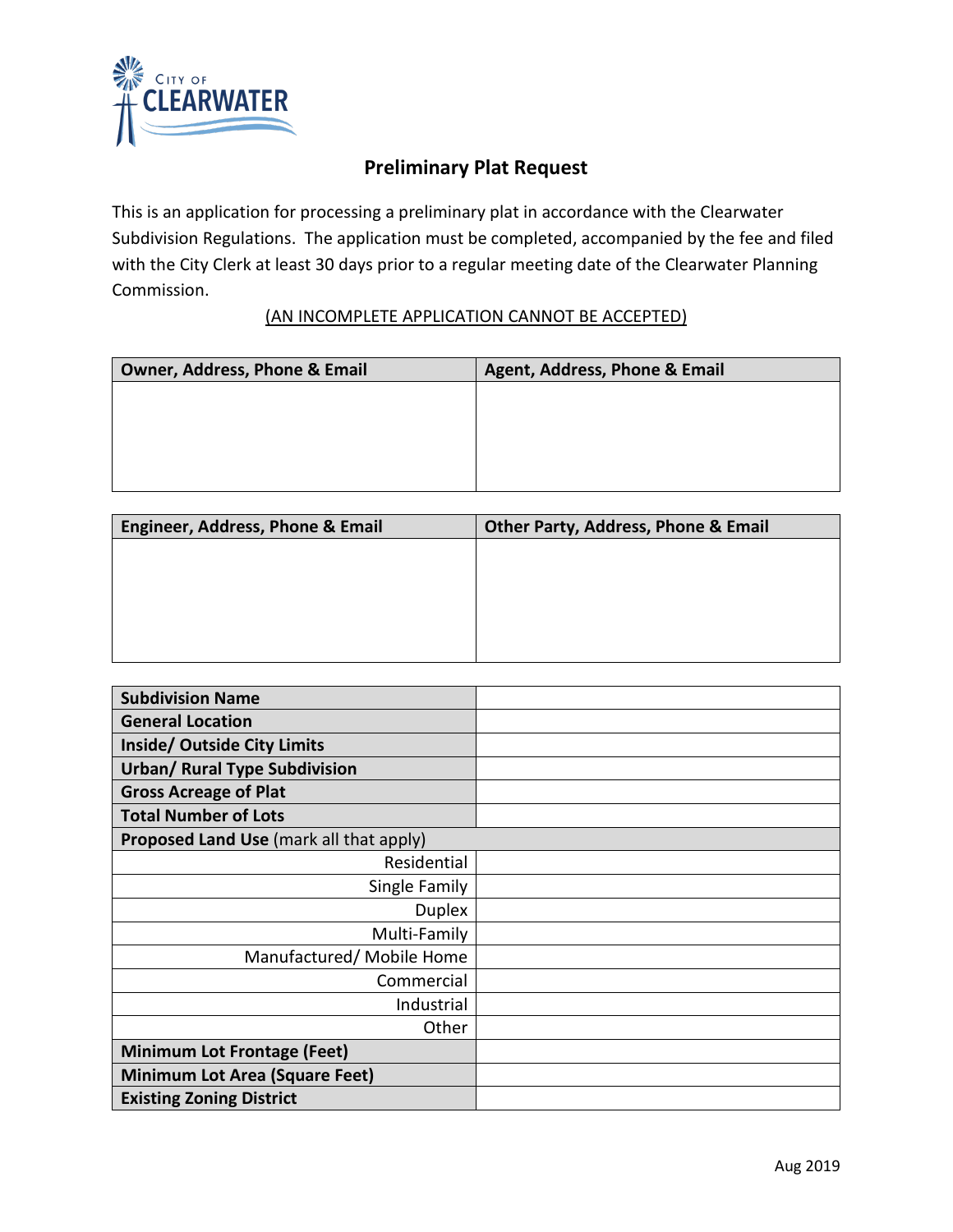CITY OF CLEARWATER

# Preliminary Plat Request

This is an application for processing a preliminary plat in accordance with the Clearwater Subdivision Regulations. The application must be completed, accompanied by the fee and filed with the City Clerk at least 30 days prior to a regular meeting date of the Clearwater Planning Commission.

(AN INCOMPLETE APPLICATION CANNOT BE ACCEPTED)

| Owner, Address, Phone & Email | Agent, Address, Phone & Email |
|---|---|
| | |

| Engineer, Address, Phone & Email | Other Party, Address, Phone & Email |
|---|---|
| | |

| | |
|---|---|
| **Subdivision Name** | |
| **General Location** | |
| **Inside/ Outside City Limits** | |
| **Urban/ Rural Type Subdivision** | |
| **Gross Acreage of Plat** | |
| **Total Number of Lots** | |
| **Proposed Land Use** (mark all that apply) | |
| Residential | |
| Single Family | |
| Duplex | |
| Multi-Family | |
| Manufactured/ Mobile Home | |
| Commercial | |
| Industrial | |
| Other | |
| **Minimum Lot Frontage (Feet)** | |
| **Minimum Lot Area (Square Feet)** | |
| **Existing Zoning District** | |

Aug 2019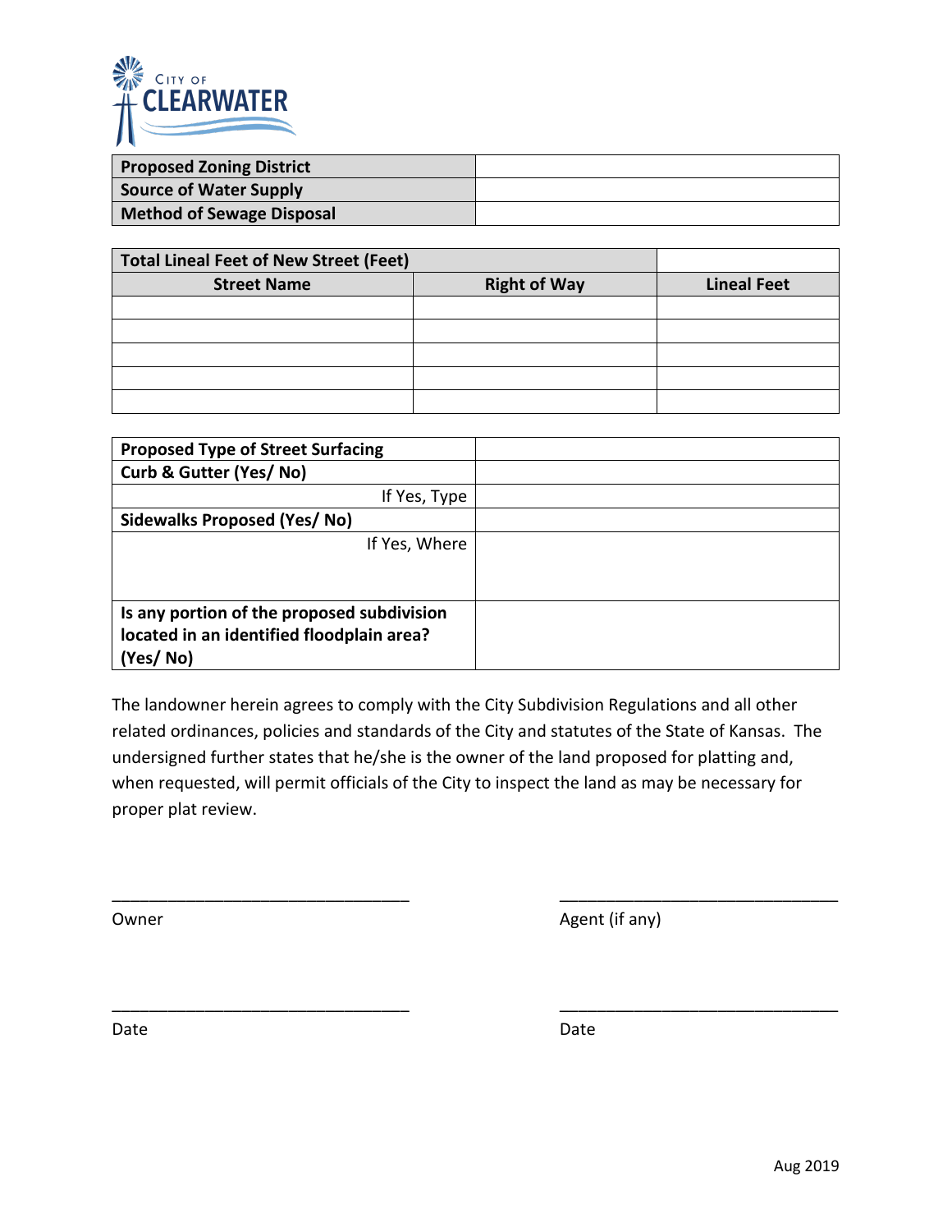| | |
|---|---|
| **Proposed Zoning District** | |
| **Source of Water Supply** | |
| **Method of Sewage Disposal** | |

| **Total Lineal Feet of New Street (Feet)** | | |
|---|---|---|
| **Street Name** | **Right of Way** | **Lineal Feet** |
| | | |
| | | |
| | | |
| | | |
| | | |

| | |
|---|---|
| **Proposed Type of Street Surfacing** | |
| **Curb & Gutter (Yes/ No)** | |
| If Yes, Type | |
| **Sidewalks Proposed (Yes/ No)** | |
| If Yes, Where | |
| **Is any portion of the proposed subdivision located in an identified floodplain area? (Yes/ No)** | |

The landowner herein agrees to comply with the City Subdivision Regulations and all other related ordinances, policies and standards of the City and statutes of the State of Kansas. The undersigned further states that he/she is the owner of the land proposed for platting and, when requested, will permit officials of the City to inspect the land as may be necessary for proper plat review.

_______________________________ Owner

_______________________________ Agent (if any)

_______________________________ Date

_______________________________ Date

Aug 2019